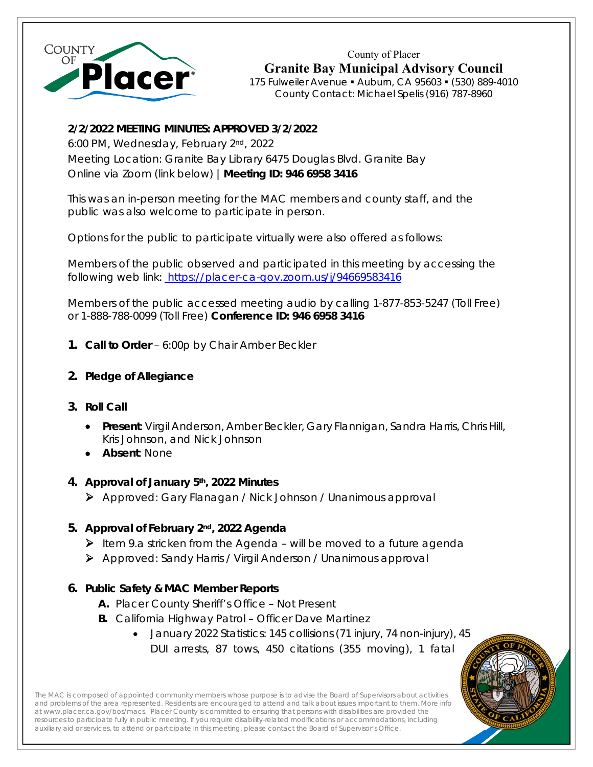County of Placer

**Granite Bay Municipal Advisory Council**

175 Fulweiler Avenue ▪ Auburn, CA 95603 ▪ (530) 889-4010
County Contact: Michael Spelis (916) 787-8960

**2/2/2022 MEETING MINUTES: APPROVED 3/2/2022**

6:00 PM, Wednesday, February 2nd, 2022
Meeting Location: Granite Bay Library 6475 Douglas Blvd. Granite Bay
Online via Zoom (link below) | **Meeting ID: 946 6958 3416**

This was an in-person meeting for the MAC members and county staff, and the public was also welcome to participate in person.

Options for the public to participate virtually were also offered as follows:

Members of the public observed and participated in this meeting by accessing the following web link: https://placer-ca-gov.zoom.us/j/94669583416

Members of the public accessed meeting audio by calling 1-877-853-5247 (Toll Free) or 1-888-788-0099 (Toll Free) **Conference ID: 946 6958 3416**

1. **Call to Order** – 6:00p by Chair Amber Beckler

2. **Pledge of Allegiance**

3. **Roll Call**
   - **Present**: Virgil Anderson, Amber Beckler, Gary Flannigan, Sandra Harris, Chris Hill, Kris Johnson, and Nick Johnson
   - **Absent**: None

4. **Approval of January 5th, 2022 Minutes**
   - Approved: Gary Flanagan / Nick Johnson / Unanimous approval

5. **Approval of February 2nd, 2022 Agenda**
   - Item 9.a stricken from the Agenda – will be moved to a future agenda
   - Approved: Sandy Harris / Virgil Anderson / Unanimous approval

6. **Public Safety & MAC Member Reports**
   - **A.** Placer County Sheriff's Office – Not Present
   - **B.** California Highway Patrol – Officer Dave Martinez
     - January 2022 Statistics: 145 collisions (71 injury, 74 non-injury), 45 DUI arrests, 87 tows, 450 citations (355 moving), 1 fatal

The MAC is composed of appointed community members whose purpose is to advise the Board of Supervisors about activities and problems of the area represented. Residents are encouraged to attend and talk about issues important to them. More info at www.placer.ca.gov/bos/macs. Placer County is committed to ensuring that persons with disabilities are provided the resources to participate fully in public meeting. If you require disability-related modifications or accommodations, including auxiliary aid or services, to attend or participate in this meeting, please contact the Board of Supervisor's Office.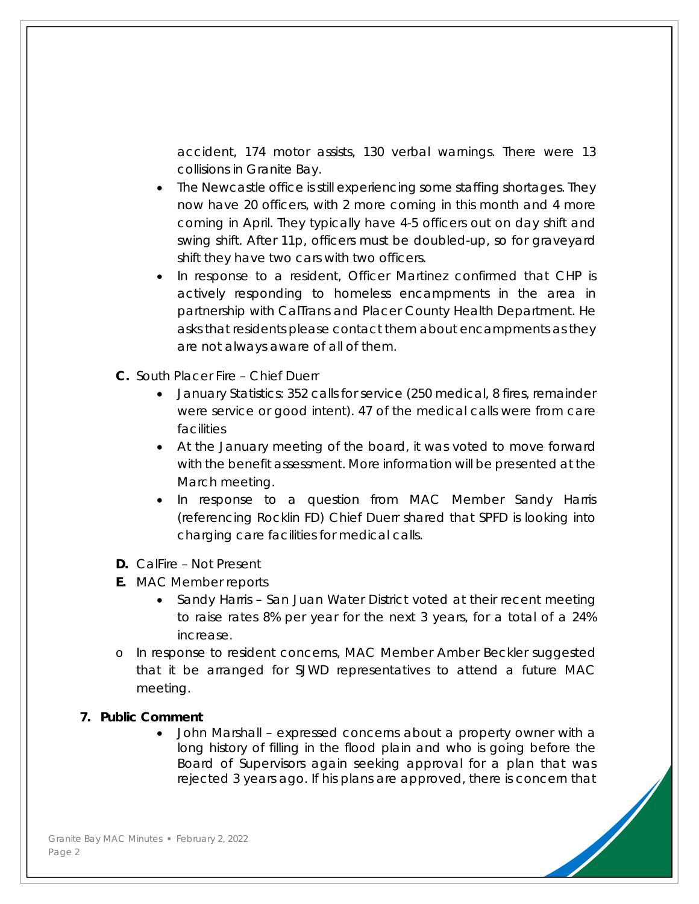accident, 174 motor assists, 130 verbal warnings. There were 13 collisions in Granite Bay.

- The Newcastle office is still experiencing some staffing shortages. They now have 20 officers, with 2 more coming in this month and 4 more coming in April. They typically have 4-5 officers out on day shift and swing shift. After 11p, officers must be doubled-up, so for graveyard shift they have two cars with two officers.
- In response to a resident, Officer Martinez confirmed that CHP is actively responding to homeless encampments in the area in partnership with CalTrans and Placer County Health Department. He asks that residents please contact them about encampments as they are not always aware of all of them.

**C.** South Placer Fire – Chief Duerr

- January Statistics: 352 calls for service (250 medical, 8 fires, remainder were service or good intent). 47 of the medical calls were from care facilities
- At the January meeting of the board, it was voted to move forward with the benefit assessment. More information will be presented at the March meeting.
- In response to a question from MAC Member Sandy Harris (referencing Rocklin FD) Chief Duerr shared that SPFD is looking into charging care facilities for medical calls.

**D.** CalFire – Not Present

**E.** MAC Member reports

- Sandy Harris – San Juan Water District voted at their recent meeting to raise rates 8% per year for the next 3 years, for a total of a 24% increase.

- In response to resident concerns, MAC Member Amber Beckler suggested that it be arranged for SJWD representatives to attend a future MAC meeting.

**7. Public Comment**

- John Marshall – expressed concerns about a property owner with a long history of filling in the flood plain and who is going before the Board of Supervisors again seeking approval for a plan that was rejected 3 years ago. If his plans are approved, there is concern that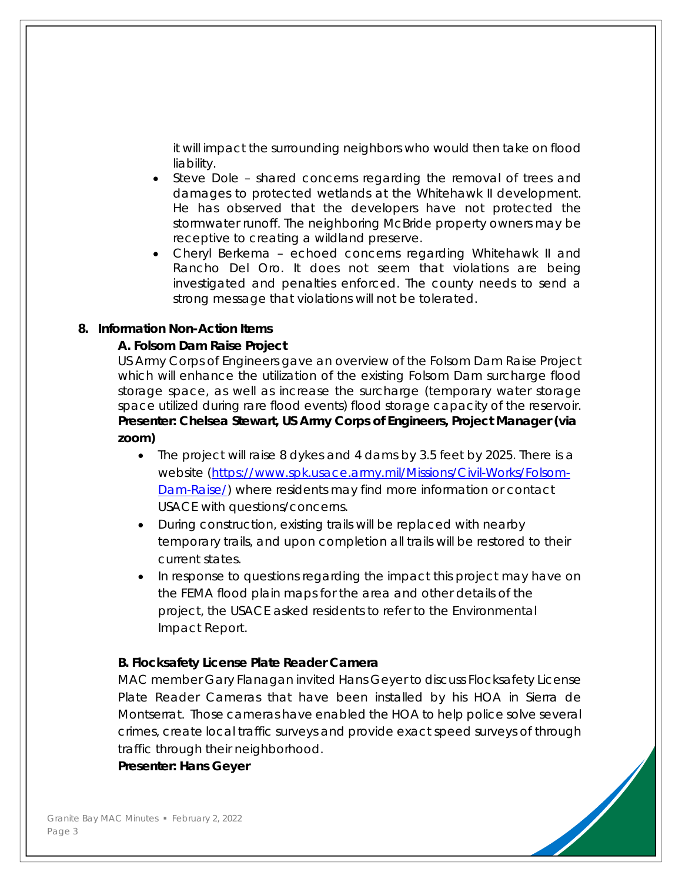it will impact the surrounding neighbors who would then take on flood liability.

- Steve Dole – shared concerns regarding the removal of trees and damages to protected wetlands at the Whitehawk II development. He has observed that the developers have not protected the stormwater runoff. The neighboring McBride property owners may be receptive to creating a wildland preserve.
- Cheryl Berkema – echoed concerns regarding Whitehawk II and Rancho Del Oro. It does not seem that violations are being investigated and penalties enforced. The county needs to send a strong message that violations will not be tolerated.

**8. Information Non-Action Items**

**A. Folsom Dam Raise Project**

US Army Corps of Engineers gave an overview of the Folsom Dam Raise Project which will enhance the utilization of the existing Folsom Dam surcharge flood storage space, as well as increase the surcharge (temporary water storage space utilized during rare flood events) flood storage capacity of the reservoir.

**Presenter: Chelsea Stewart, US Army Corps of Engineers, Project Manager (via zoom)**

- The project will raise 8 dykes and 4 dams by 3.5 feet by 2025. There is a website (https://www.spk.usace.army.mil/Missions/Civil-Works/Folsom-Dam-Raise/) where residents may find more information or contact USACE with questions/concerns.
- During construction, existing trails will be replaced with nearby temporary trails, and upon completion all trails will be restored to their current states.
- In response to questions regarding the impact this project may have on the FEMA flood plain maps for the area and other details of the project, the USACE asked residents to refer to the Environmental Impact Report.

**B. Flocksafety License Plate Reader Camera**

MAC member Gary Flanagan invited Hans Geyer to discuss Flocksafety License Plate Reader Cameras that have been installed by his HOA in Sierra de Montserrat. Those cameras have enabled the HOA to help police solve several crimes, create local traffic surveys and provide exact speed surveys of through traffic through their neighborhood.

**Presenter: Hans Geyer**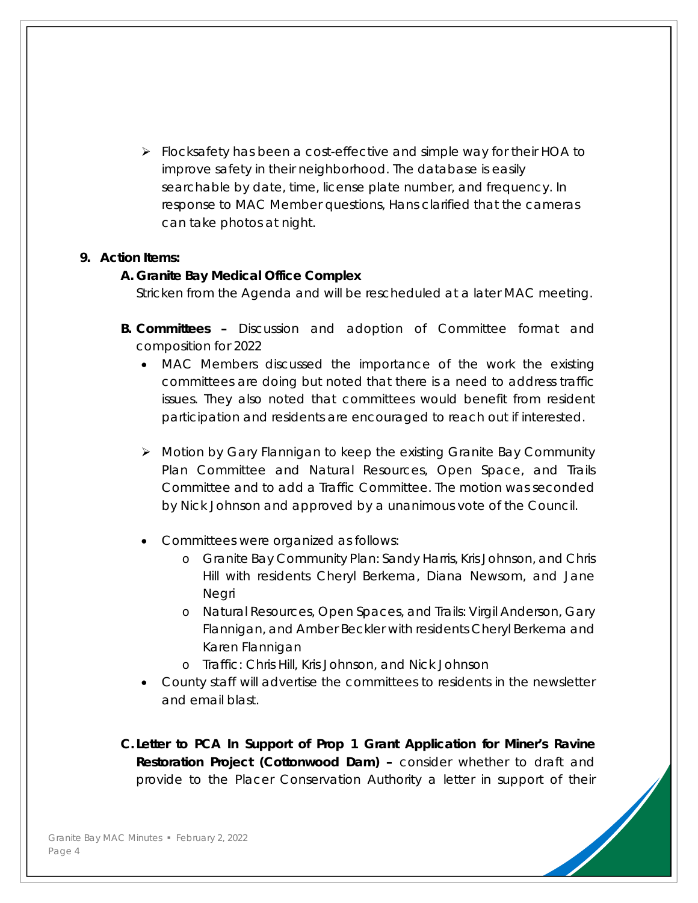- Flocksafety has been a cost-effective and simple way for their HOA to improve safety in their neighborhood. The database is easily searchable by date, time, license plate number, and frequency. In response to MAC Member questions, Hans clarified that the cameras can take photos at night.

**9. Action Items:**

**A. Granite Bay Medical Office Complex**

Stricken from the Agenda and will be rescheduled at a later MAC meeting.

**B. Committees –** Discussion and adoption of Committee format and composition for 2022

- MAC Members discussed the importance of the work the existing committees are doing but noted that there is a need to address traffic issues. They also noted that committees would benefit from resident participation and residents are encouraged to reach out if interested.

- Motion by Gary Flannigan to keep the existing Granite Bay Community Plan Committee and Natural Resources, Open Space, and Trails Committee and to add a Traffic Committee. The motion was seconded by Nick Johnson and approved by a unanimous vote of the Council.

- Committees were organized as follows:
  - Granite Bay Community Plan: Sandy Harris, Kris Johnson, and Chris Hill with residents Cheryl Berkema, Diana Newsom, and Jane Negri
  - Natural Resources, Open Spaces, and Trails: Virgil Anderson, Gary Flannigan, and Amber Beckler with residents Cheryl Berkema and Karen Flannigan
  - Traffic: Chris Hill, Kris Johnson, and Nick Johnson
- County staff will advertise the committees to residents in the newsletter and email blast.

**C. Letter to PCA In Support of Prop 1 Grant Application for Miner's Ravine Restoration Project (Cottonwood Dam) –** consider whether to draft and provide to the Placer Conservation Authority a letter in support of their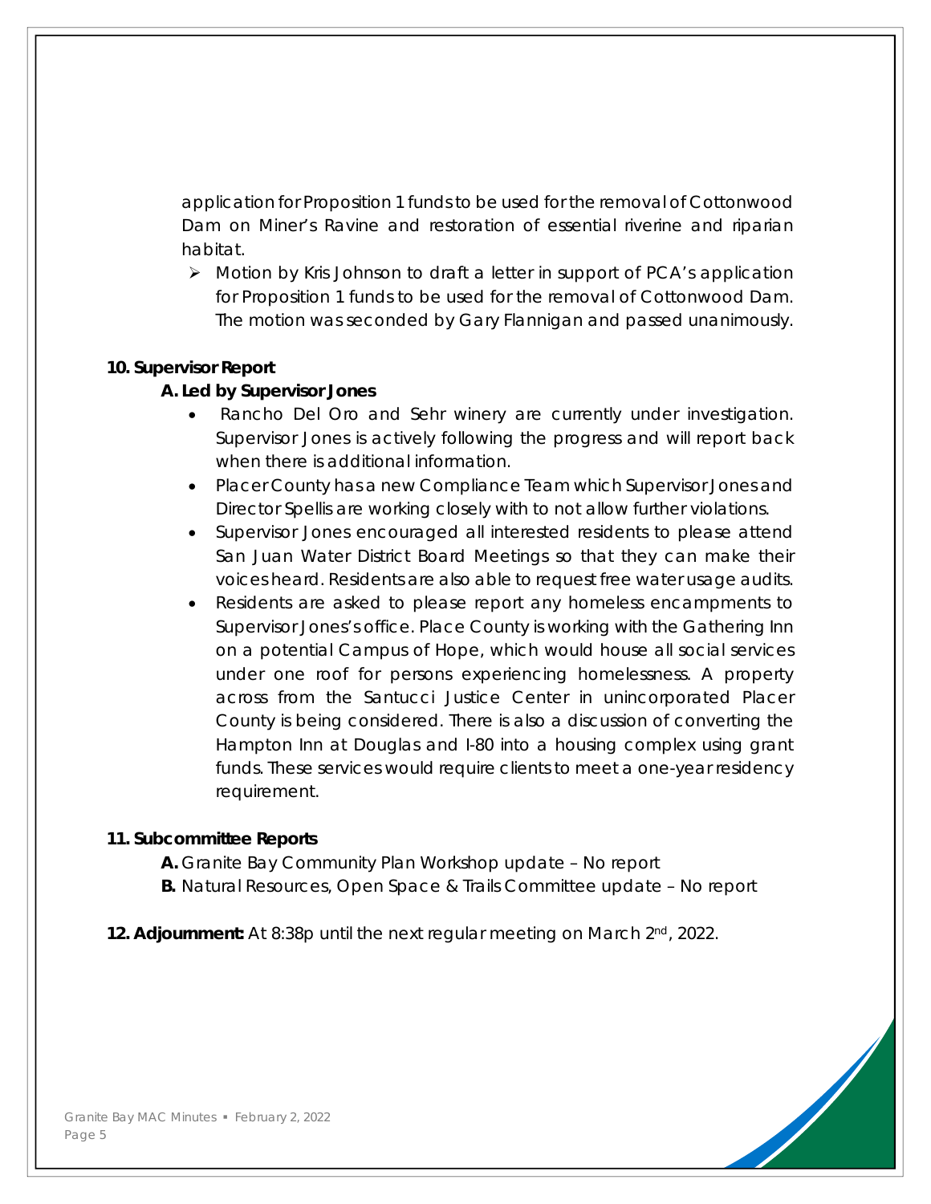application for Proposition 1 funds to be used for the removal of Cottonwood Dam on Miner's Ravine and restoration of essential riverine and riparian habitat.

- Motion by Kris Johnson to draft a letter in support of PCA's application for Proposition 1 funds to be used for the removal of Cottonwood Dam. The motion was seconded by Gary Flannigan and passed unanimously.

**10. Supervisor Report**

**A. Led by Supervisor Jones**

- Rancho Del Oro and Sehr winery are currently under investigation. Supervisor Jones is actively following the progress and will report back when there is additional information.
- Placer County has a new Compliance Team which Supervisor Jones and Director Spellis are working closely with to not allow further violations.
- Supervisor Jones encouraged all interested residents to please attend San Juan Water District Board Meetings so that they can make their voices heard. Residents are also able to request free water usage audits.
- Residents are asked to please report any homeless encampments to Supervisor Jones's office. Place County is working with the Gathering Inn on a potential Campus of Hope, which would house all social services under one roof for persons experiencing homelessness. A property across from the Santucci Justice Center in unincorporated Placer County is being considered. There is also a discussion of converting the Hampton Inn at Douglas and I-80 into a housing complex using grant funds. These services would require clients to meet a one-year residency requirement.

**11. Subcommittee Reports**

**A.** Granite Bay Community Plan Workshop update – No report

**B.** Natural Resources, Open Space & Trails Committee update – No report

**12. Adjournment:** At 8:38p until the next regular meeting on March 2nd, 2022.